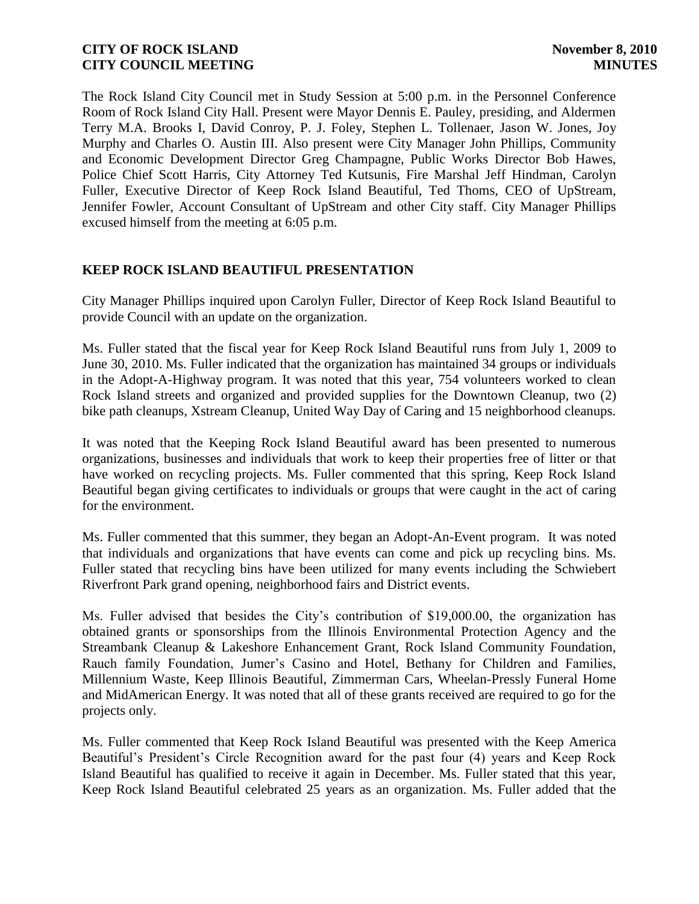The Rock Island City Council met in Study Session at 5:00 p.m. in the Personnel Conference Room of Rock Island City Hall. Present were Mayor Dennis E. Pauley, presiding, and Aldermen Terry M.A. Brooks I, David Conroy, P. J. Foley, Stephen L. Tollenaer, Jason W. Jones, Joy Murphy and Charles O. Austin III. Also present were City Manager John Phillips, Community and Economic Development Director Greg Champagne, Public Works Director Bob Hawes, Police Chief Scott Harris, City Attorney Ted Kutsunis, Fire Marshal Jeff Hindman, Carolyn Fuller, Executive Director of Keep Rock Island Beautiful, Ted Thoms, CEO of UpStream, Jennifer Fowler, Account Consultant of UpStream and other City staff. City Manager Phillips excused himself from the meeting at 6:05 p.m.

## KEEP ROCK ISLAND BEAUTIFUL PRESENTATION

City Manager Phillips inquired upon Carolyn Fuller, Director of Keep Rock Island Beautiful to provide Council with an update on the organization.

Ms. Fuller stated that the fiscal year for Keep Rock Island Beautiful runs from July 1, 2009 to June 30, 2010. Ms. Fuller indicated that the organization has maintained 34 groups or individuals in the Adopt-A-Highway program. It was noted that this year, 754 volunteers worked to clean Rock Island streets and organized and provided supplies for the Downtown Cleanup, two (2) bike path cleanups, Xstream Cleanup, United Way Day of Caring and 15 neighborhood cleanups.

It was noted that the Keeping Rock Island Beautiful award has been presented to numerous organizations, businesses and individuals that work to keep their properties free of litter or that have worked on recycling projects. Ms. Fuller commented that this spring, Keep Rock Island Beautiful began giving certificates to individuals or groups that were caught in the act of caring for the environment.

Ms. Fuller commented that this summer, they began an Adopt-An-Event program. It was noted that individuals and organizations that have events can come and pick up recycling bins. Ms. Fuller stated that recycling bins have been utilized for many events including the Schwiebert Riverfront Park grand opening, neighborhood fairs and District events.

Ms. Fuller advised that besides the City's contribution of $19,000.00, the organization has obtained grants or sponsorships from the Illinois Environmental Protection Agency and the Streambank Cleanup & Lakeshore Enhancement Grant, Rock Island Community Foundation, Rauch family Foundation, Jumer's Casino and Hotel, Bethany for Children and Families, Millennium Waste, Keep Illinois Beautiful, Zimmerman Cars, Wheelan-Pressly Funeral Home and MidAmerican Energy. It was noted that all of these grants received are required to go for the projects only.

Ms. Fuller commented that Keep Rock Island Beautiful was presented with the Keep America Beautiful's President's Circle Recognition award for the past four (4) years and Keep Rock Island Beautiful has qualified to receive it again in December. Ms. Fuller stated that this year, Keep Rock Island Beautiful celebrated 25 years as an organization. Ms. Fuller added that the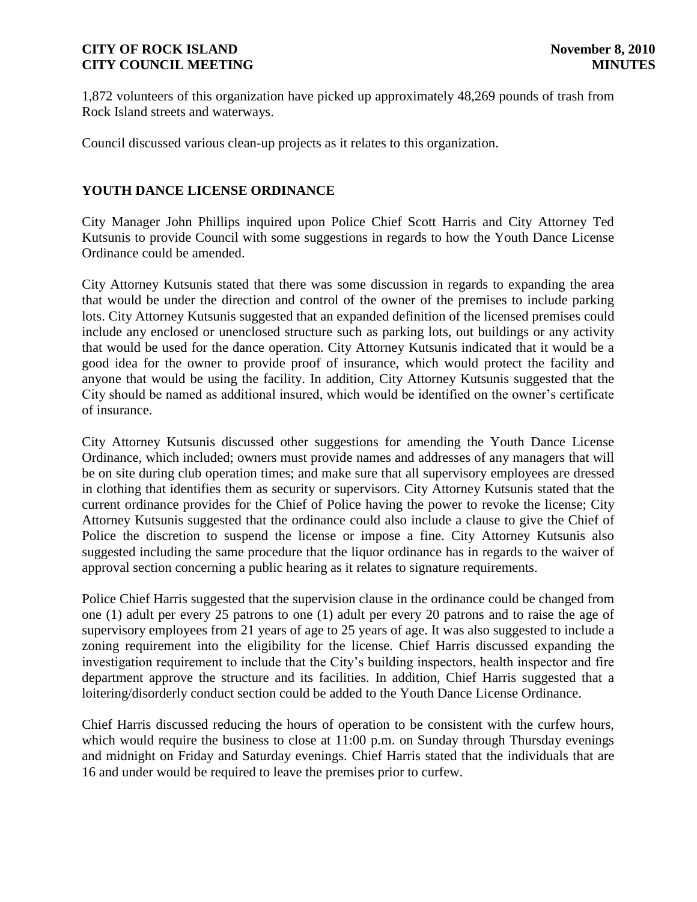1,872 volunteers of this organization have picked up approximately 48,269 pounds of trash from Rock Island streets and waterways.

Council discussed various clean-up projects as it relates to this organization.

## YOUTH DANCE LICENSE ORDINANCE

City Manager John Phillips inquired upon Police Chief Scott Harris and City Attorney Ted Kutsunis to provide Council with some suggestions in regards to how the Youth Dance License Ordinance could be amended.

City Attorney Kutsunis stated that there was some discussion in regards to expanding the area that would be under the direction and control of the owner of the premises to include parking lots. City Attorney Kutsunis suggested that an expanded definition of the licensed premises could include any enclosed or unenclosed structure such as parking lots, out buildings or any activity that would be used for the dance operation. City Attorney Kutsunis indicated that it would be a good idea for the owner to provide proof of insurance, which would protect the facility and anyone that would be using the facility. In addition, City Attorney Kutsunis suggested that the City should be named as additional insured, which would be identified on the owner's certificate of insurance.

City Attorney Kutsunis discussed other suggestions for amending the Youth Dance License Ordinance, which included; owners must provide names and addresses of any managers that will be on site during club operation times; and make sure that all supervisory employees are dressed in clothing that identifies them as security or supervisors. City Attorney Kutsunis stated that the current ordinance provides for the Chief of Police having the power to revoke the license; City Attorney Kutsunis suggested that the ordinance could also include a clause to give the Chief of Police the discretion to suspend the license or impose a fine. City Attorney Kutsunis also suggested including the same procedure that the liquor ordinance has in regards to the waiver of approval section concerning a public hearing as it relates to signature requirements.

Police Chief Harris suggested that the supervision clause in the ordinance could be changed from one (1) adult per every 25 patrons to one (1) adult per every 20 patrons and to raise the age of supervisory employees from 21 years of age to 25 years of age. It was also suggested to include a zoning requirement into the eligibility for the license. Chief Harris discussed expanding the investigation requirement to include that the City's building inspectors, health inspector and fire department approve the structure and its facilities. In addition, Chief Harris suggested that a loitering/disorderly conduct section could be added to the Youth Dance License Ordinance.

Chief Harris discussed reducing the hours of operation to be consistent with the curfew hours, which would require the business to close at 11:00 p.m. on Sunday through Thursday evenings and midnight on Friday and Saturday evenings. Chief Harris stated that the individuals that are 16 and under would be required to leave the premises prior to curfew.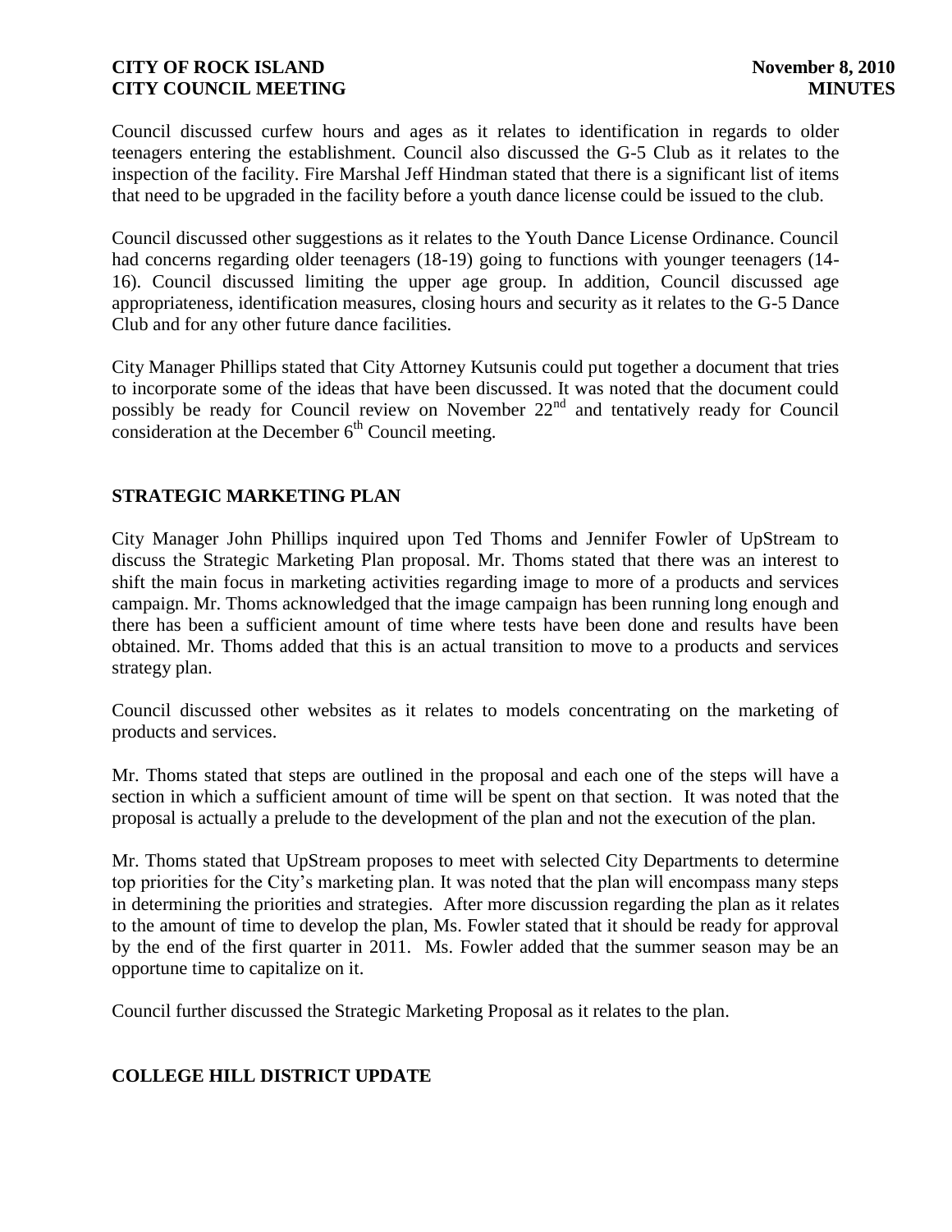Council discussed curfew hours and ages as it relates to identification in regards to older teenagers entering the establishment. Council also discussed the G-5 Club as it relates to the inspection of the facility. Fire Marshal Jeff Hindman stated that there is a significant list of items that need to be upgraded in the facility before a youth dance license could be issued to the club.

Council discussed other suggestions as it relates to the Youth Dance License Ordinance. Council had concerns regarding older teenagers (18-19) going to functions with younger teenagers (14-16). Council discussed limiting the upper age group. In addition, Council discussed age appropriateness, identification measures, closing hours and security as it relates to the G-5 Dance Club and for any other future dance facilities.

City Manager Phillips stated that City Attorney Kutsunis could put together a document that tries to incorporate some of the ideas that have been discussed. It was noted that the document could possibly be ready for Council review on November 22nd and tentatively ready for Council consideration at the December 6th Council meeting.

## STRATEGIC MARKETING PLAN

City Manager John Phillips inquired upon Ted Thoms and Jennifer Fowler of UpStream to discuss the Strategic Marketing Plan proposal. Mr. Thoms stated that there was an interest to shift the main focus in marketing activities regarding image to more of a products and services campaign. Mr. Thoms acknowledged that the image campaign has been running long enough and there has been a sufficient amount of time where tests have been done and results have been obtained. Mr. Thoms added that this is an actual transition to move to a products and services strategy plan.

Council discussed other websites as it relates to models concentrating on the marketing of products and services.

Mr. Thoms stated that steps are outlined in the proposal and each one of the steps will have a section in which a sufficient amount of time will be spent on that section. It was noted that the proposal is actually a prelude to the development of the plan and not the execution of the plan.

Mr. Thoms stated that UpStream proposes to meet with selected City Departments to determine top priorities for the City's marketing plan. It was noted that the plan will encompass many steps in determining the priorities and strategies. After more discussion regarding the plan as it relates to the amount of time to develop the plan, Ms. Fowler stated that it should be ready for approval by the end of the first quarter in 2011. Ms. Fowler added that the summer season may be an opportune time to capitalize on it.

Council further discussed the Strategic Marketing Proposal as it relates to the plan.

## COLLEGE HILL DISTRICT UPDATE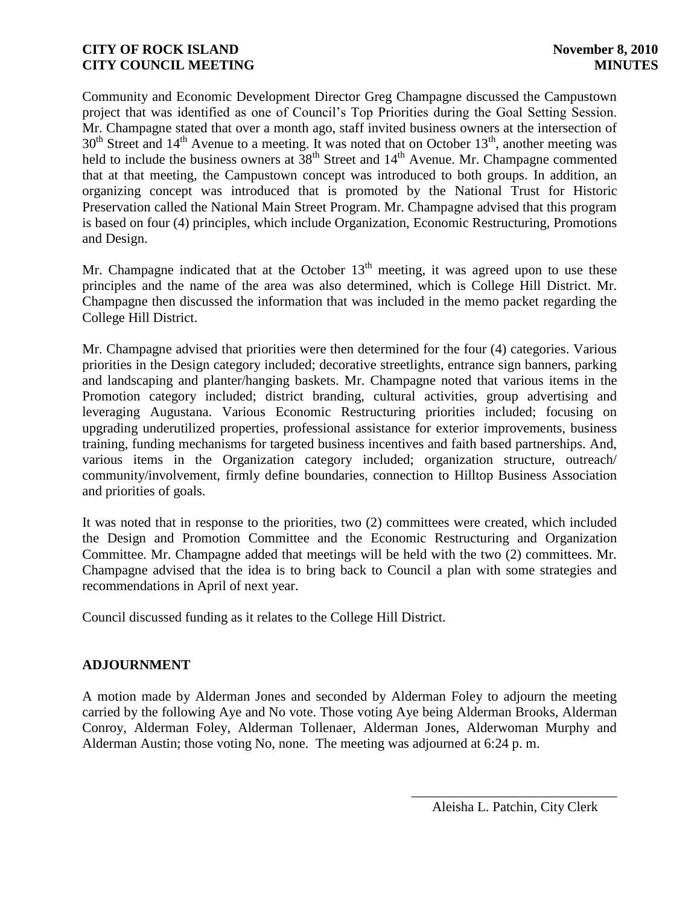Community and Economic Development Director Greg Champagne discussed the Campustown project that was identified as one of Council's Top Priorities during the Goal Setting Session. Mr. Champagne stated that over a month ago, staff invited business owners at the intersection of 30th Street and 14th Avenue to a meeting. It was noted that on October 13th, another meeting was held to include the business owners at 38th Street and 14th Avenue. Mr. Champagne commented that at that meeting, the Campustown concept was introduced to both groups. In addition, an organizing concept was introduced that is promoted by the National Trust for Historic Preservation called the National Main Street Program. Mr. Champagne advised that this program is based on four (4) principles, which include Organization, Economic Restructuring, Promotions and Design.

Mr. Champagne indicated that at the October 13th meeting, it was agreed upon to use these principles and the name of the area was also determined, which is College Hill District. Mr. Champagne then discussed the information that was included in the memo packet regarding the College Hill District.

Mr. Champagne advised that priorities were then determined for the four (4) categories. Various priorities in the Design category included; decorative streetlights, entrance sign banners, parking and landscaping and planter/hanging baskets. Mr. Champagne noted that various items in the Promotion category included; district branding, cultural activities, group advertising and leveraging Augustana. Various Economic Restructuring priorities included; focusing on upgrading underutilized properties, professional assistance for exterior improvements, business training, funding mechanisms for targeted business incentives and faith based partnerships. And, various items in the Organization category included; organization structure, outreach/ community/involvement, firmly define boundaries, connection to Hilltop Business Association and priorities of goals.

It was noted that in response to the priorities, two (2) committees were created, which included the Design and Promotion Committee and the Economic Restructuring and Organization Committee. Mr. Champagne added that meetings will be held with the two (2) committees. Mr. Champagne advised that the idea is to bring back to Council a plan with some strategies and recommendations in April of next year.

Council discussed funding as it relates to the College Hill District.

**ADJOURNMENT**

A motion made by Alderman Jones and seconded by Alderman Foley to adjourn the meeting carried by the following Aye and No vote. Those voting Aye being Alderman Brooks, Alderman Conroy, Alderman Foley, Alderman Tollenaer, Alderman Jones, Alderwoman Murphy and Alderman Austin; those voting No, none. The meeting was adjourned at 6:24 p. m.

\_\_\_\_\_\_\_\_\_\_\_\_\_\_\_\_\_\_\_\_\_\_\_\_\_\_\_\_\_\_

Aleisha L. Patchin, City Clerk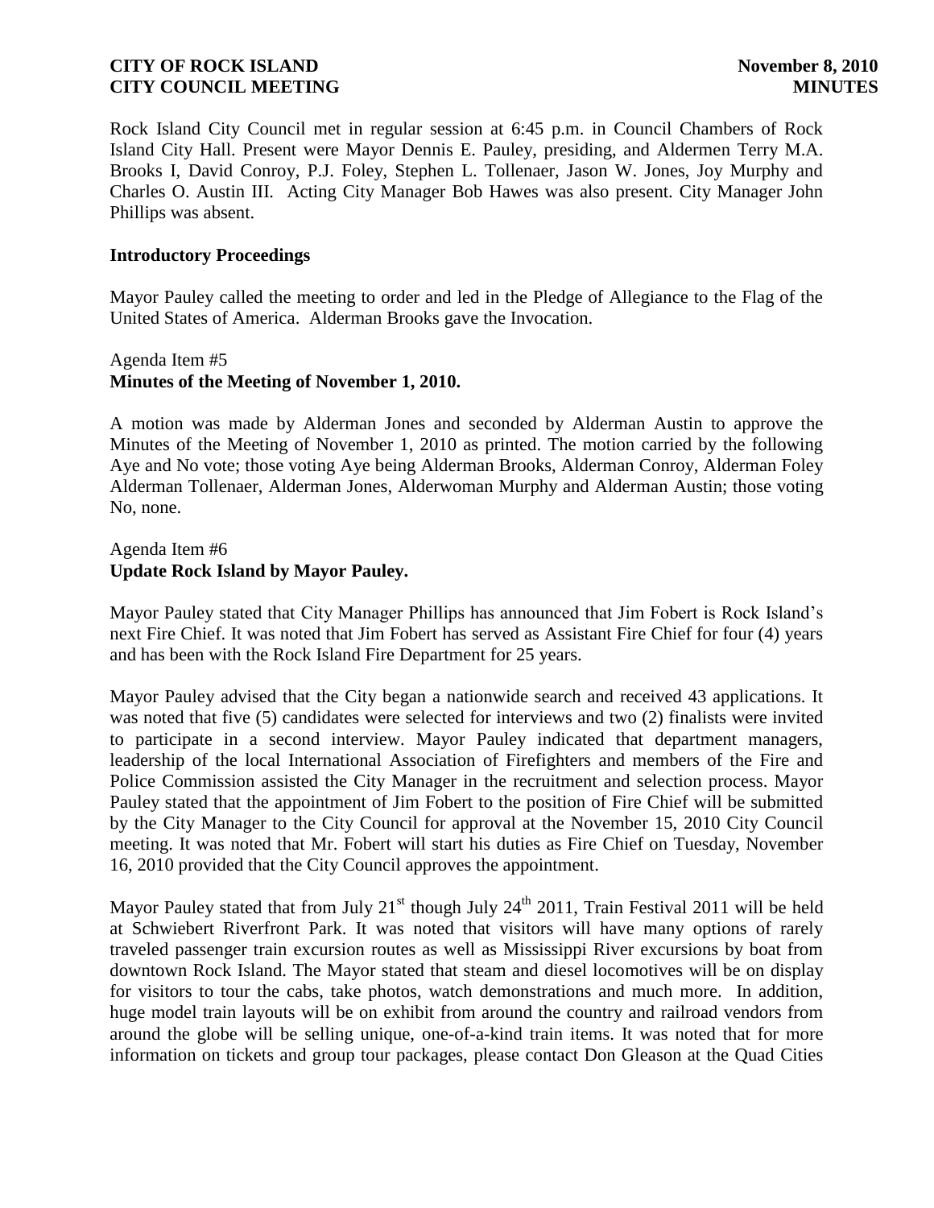Rock Island City Council met in regular session at 6:45 p.m. in Council Chambers of Rock Island City Hall. Present were Mayor Dennis E. Pauley, presiding, and Aldermen Terry M.A. Brooks I, David Conroy, P.J. Foley, Stephen L. Tollenaer, Jason W. Jones, Joy Murphy and Charles O. Austin III. Acting City Manager Bob Hawes was also present. City Manager John Phillips was absent.

**Introductory Proceedings**

Mayor Pauley called the meeting to order and led in the Pledge of Allegiance to the Flag of the United States of America. Alderman Brooks gave the Invocation.

Agenda Item #5
**Minutes of the Meeting of November 1, 2010.**

A motion was made by Alderman Jones and seconded by Alderman Austin to approve the Minutes of the Meeting of November 1, 2010 as printed. The motion carried by the following Aye and No vote; those voting Aye being Alderman Brooks, Alderman Conroy, Alderman Foley Alderman Tollenaer, Alderman Jones, Alderwoman Murphy and Alderman Austin; those voting No, none.

Agenda Item #6
**Update Rock Island by Mayor Pauley.**

Mayor Pauley stated that City Manager Phillips has announced that Jim Fobert is Rock Island's next Fire Chief. It was noted that Jim Fobert has served as Assistant Fire Chief for four (4) years and has been with the Rock Island Fire Department for 25 years.

Mayor Pauley advised that the City began a nationwide search and received 43 applications. It was noted that five (5) candidates were selected for interviews and two (2) finalists were invited to participate in a second interview. Mayor Pauley indicated that department managers, leadership of the local International Association of Firefighters and members of the Fire and Police Commission assisted the City Manager in the recruitment and selection process. Mayor Pauley stated that the appointment of Jim Fobert to the position of Fire Chief will be submitted by the City Manager to the City Council for approval at the November 15, 2010 City Council meeting. It was noted that Mr. Fobert will start his duties as Fire Chief on Tuesday, November 16, 2010 provided that the City Council approves the appointment.

Mayor Pauley stated that from July 21st though July 24th 2011, Train Festival 2011 will be held at Schwiebert Riverfront Park. It was noted that visitors will have many options of rarely traveled passenger train excursion routes as well as Mississippi River excursions by boat from downtown Rock Island. The Mayor stated that steam and diesel locomotives will be on display for visitors to tour the cabs, take photos, watch demonstrations and much more. In addition, huge model train layouts will be on exhibit from around the country and railroad vendors from around the globe will be selling unique, one-of-a-kind train items. It was noted that for more information on tickets and group tour packages, please contact Don Gleason at the Quad Cities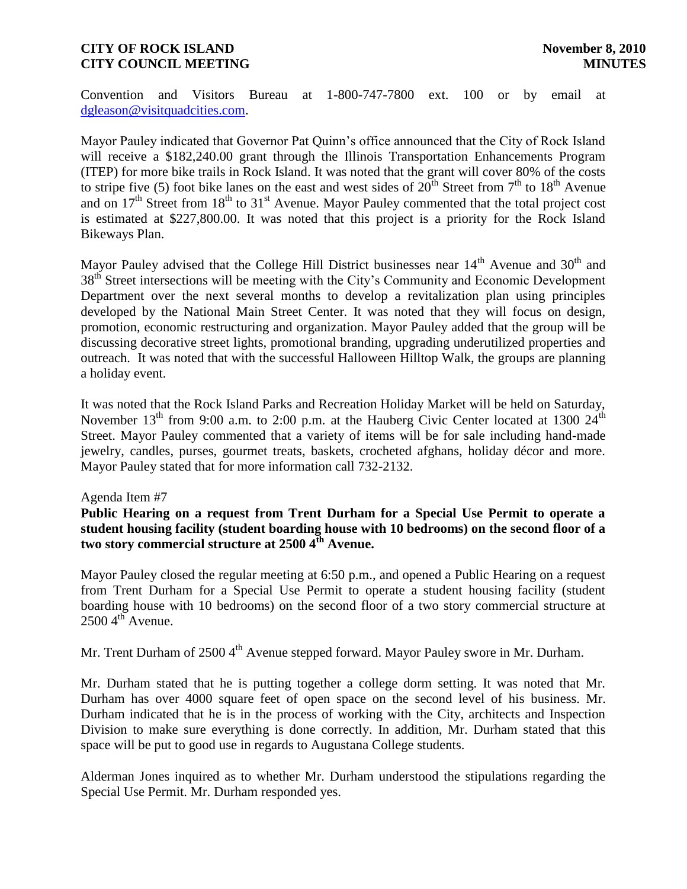Convention and Visitors Bureau at 1-800-747-7800 ext. 100 or by email at dgleason@visitquadcities.com.

Mayor Pauley indicated that Governor Pat Quinn's office announced that the City of Rock Island will receive a $182,240.00 grant through the Illinois Transportation Enhancements Program (ITEP) for more bike trails in Rock Island. It was noted that the grant will cover 80% of the costs to stripe five (5) foot bike lanes on the east and west sides of 20th Street from 7th to 18th Avenue and on 17th Street from 18th to 31st Avenue. Mayor Pauley commented that the total project cost is estimated at $227,800.00. It was noted that this project is a priority for the Rock Island Bikeways Plan.

Mayor Pauley advised that the College Hill District businesses near 14th Avenue and 30th and 38th Street intersections will be meeting with the City's Community and Economic Development Department over the next several months to develop a revitalization plan using principles developed by the National Main Street Center. It was noted that they will focus on design, promotion, economic restructuring and organization. Mayor Pauley added that the group will be discussing decorative street lights, promotional branding, upgrading underutilized properties and outreach. It was noted that with the successful Halloween Hilltop Walk, the groups are planning a holiday event.

It was noted that the Rock Island Parks and Recreation Holiday Market will be held on Saturday, November 13th from 9:00 a.m. to 2:00 p.m. at the Hauberg Civic Center located at 1300 24th Street. Mayor Pauley commented that a variety of items will be for sale including hand-made jewelry, candles, purses, gourmet treats, baskets, crocheted afghans, holiday décor and more. Mayor Pauley stated that for more information call 732-2132.

Agenda Item #7

**Public Hearing on a request from Trent Durham for a Special Use Permit to operate a student housing facility (student boarding house with 10 bedrooms) on the second floor of a two story commercial structure at 2500 4th Avenue.**

Mayor Pauley closed the regular meeting at 6:50 p.m., and opened a Public Hearing on a request from Trent Durham for a Special Use Permit to operate a student housing facility (student boarding house with 10 bedrooms) on the second floor of a two story commercial structure at 2500 4th Avenue.

Mr. Trent Durham of 2500 4th Avenue stepped forward. Mayor Pauley swore in Mr. Durham.

Mr. Durham stated that he is putting together a college dorm setting. It was noted that Mr. Durham has over 4000 square feet of open space on the second level of his business. Mr. Durham indicated that he is in the process of working with the City, architects and Inspection Division to make sure everything is done correctly. In addition, Mr. Durham stated that this space will be put to good use in regards to Augustana College students.

Alderman Jones inquired as to whether Mr. Durham understood the stipulations regarding the Special Use Permit. Mr. Durham responded yes.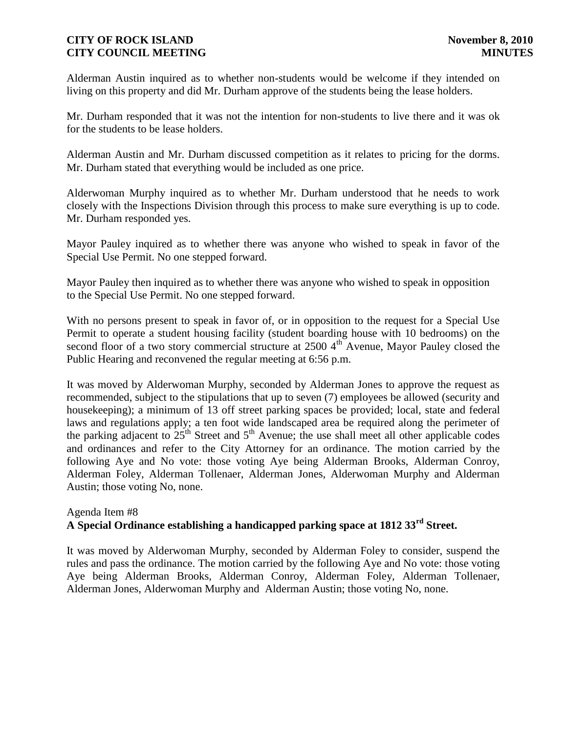Alderman Austin inquired as to whether non-students would be welcome if they intended on living on this property and did Mr. Durham approve of the students being the lease holders.

Mr. Durham responded that it was not the intention for non-students to live there and it was ok for the students to be lease holders.

Alderman Austin and Mr. Durham discussed competition as it relates to pricing for the dorms. Mr. Durham stated that everything would be included as one price.

Alderwoman Murphy inquired as to whether Mr. Durham understood that he needs to work closely with the Inspections Division through this process to make sure everything is up to code. Mr. Durham responded yes.

Mayor Pauley inquired as to whether there was anyone who wished to speak in favor of the Special Use Permit. No one stepped forward.

Mayor Pauley then inquired as to whether there was anyone who wished to speak in opposition to the Special Use Permit. No one stepped forward.

With no persons present to speak in favor of, or in opposition to the request for a Special Use Permit to operate a student housing facility (student boarding house with 10 bedrooms) on the second floor of a two story commercial structure at 2500 4th Avenue, Mayor Pauley closed the Public Hearing and reconvened the regular meeting at 6:56 p.m.

It was moved by Alderwoman Murphy, seconded by Alderman Jones to approve the request as recommended, subject to the stipulations that up to seven (7) employees be allowed (security and housekeeping); a minimum of 13 off street parking spaces be provided; local, state and federal laws and regulations apply; a ten foot wide landscaped area be required along the perimeter of the parking adjacent to 25th Street and 5th Avenue; the use shall meet all other applicable codes and ordinances and refer to the City Attorney for an ordinance. The motion carried by the following Aye and No vote: those voting Aye being Alderman Brooks, Alderman Conroy, Alderman Foley, Alderman Tollenaer, Alderman Jones, Alderwoman Murphy and Alderman Austin; those voting No, none.

Agenda Item #8

**A Special Ordinance establishing a handicapped parking space at 1812 33rd Street.**

It was moved by Alderwoman Murphy, seconded by Alderman Foley to consider, suspend the rules and pass the ordinance. The motion carried by the following Aye and No vote: those voting Aye being Alderman Brooks, Alderman Conroy, Alderman Foley, Alderman Tollenaer, Alderman Jones, Alderwoman Murphy and Alderman Austin; those voting No, none.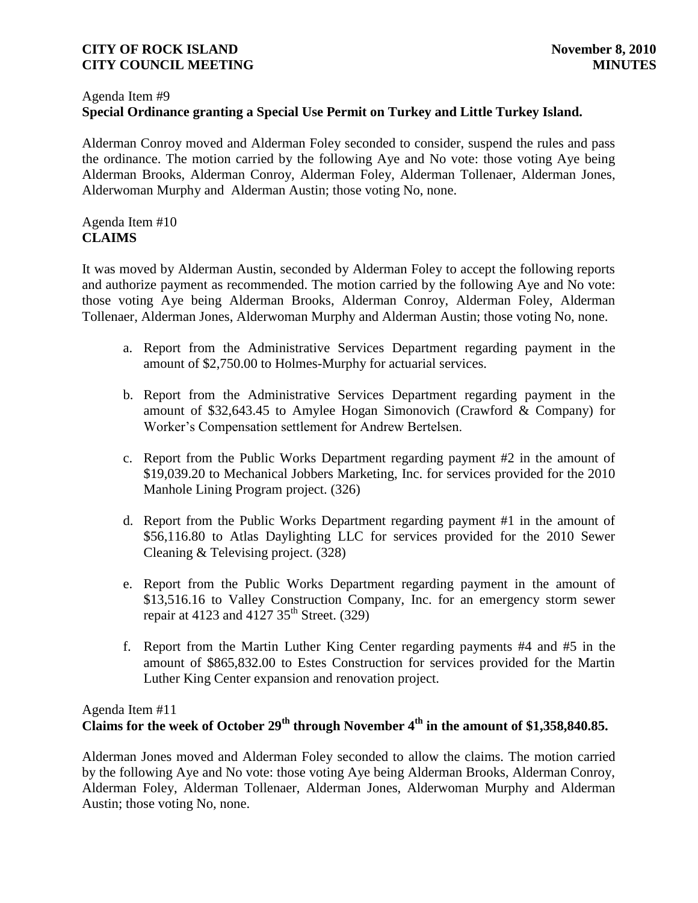Agenda Item #9
**Special Ordinance granting a Special Use Permit on Turkey and Little Turkey Island.**

Alderman Conroy moved and Alderman Foley seconded to consider, suspend the rules and pass the ordinance. The motion carried by the following Aye and No vote: those voting Aye being Alderman Brooks, Alderman Conroy, Alderman Foley, Alderman Tollenaer, Alderman Jones, Alderwoman Murphy and Alderman Austin; those voting No, none.

Agenda Item #10
**CLAIMS**

It was moved by Alderman Austin, seconded by Alderman Foley to accept the following reports and authorize payment as recommended. The motion carried by the following Aye and No vote: those voting Aye being Alderman Brooks, Alderman Conroy, Alderman Foley, Alderman Tollenaer, Alderman Jones, Alderwoman Murphy and Alderman Austin; those voting No, none.

a. Report from the Administrative Services Department regarding payment in the amount of $2,750.00 to Holmes-Murphy for actuarial services.

b. Report from the Administrative Services Department regarding payment in the amount of $32,643.45 to Amylee Hogan Simonovich (Crawford & Company) for Worker's Compensation settlement for Andrew Bertelsen.

c. Report from the Public Works Department regarding payment #2 in the amount of $19,039.20 to Mechanical Jobbers Marketing, Inc. for services provided for the 2010 Manhole Lining Program project. (326)

d. Report from the Public Works Department regarding payment #1 in the amount of $56,116.80 to Atlas Daylighting LLC for services provided for the 2010 Sewer Cleaning & Televising project. (328)

e. Report from the Public Works Department regarding payment in the amount of $13,516.16 to Valley Construction Company, Inc. for an emergency storm sewer repair at 4123 and 4127 35th Street. (329)

f. Report from the Martin Luther King Center regarding payments #4 and #5 in the amount of $865,832.00 to Estes Construction for services provided for the Martin Luther King Center expansion and renovation project.

Agenda Item #11
**Claims for the week of October 29th through November 4th in the amount of $1,358,840.85.**

Alderman Jones moved and Alderman Foley seconded to allow the claims. The motion carried by the following Aye and No vote: those voting Aye being Alderman Brooks, Alderman Conroy, Alderman Foley, Alderman Tollenaer, Alderman Jones, Alderwoman Murphy and Alderman Austin; those voting No, none.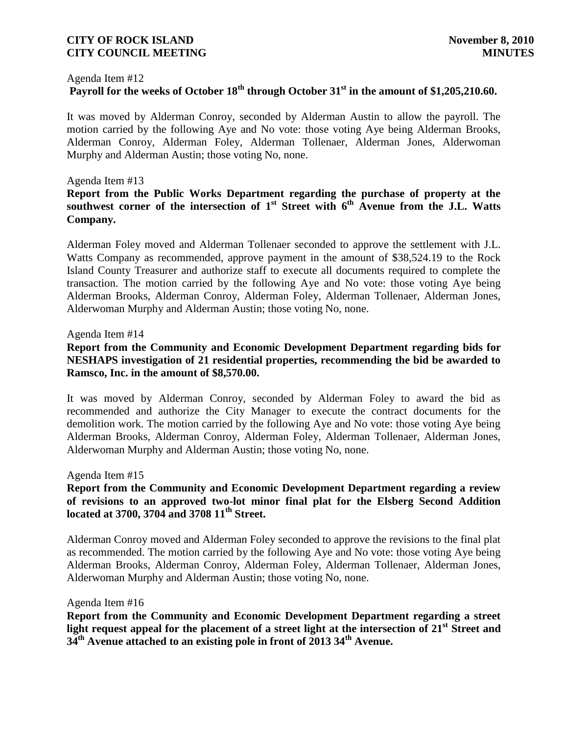Agenda Item #12

**Payroll for the weeks of October 18th through October 31st in the amount of $1,205,210.60.**

It was moved by Alderman Conroy, seconded by Alderman Austin to allow the payroll. The motion carried by the following Aye and No vote: those voting Aye being Alderman Brooks, Alderman Conroy, Alderman Foley, Alderman Tollenaer, Alderman Jones, Alderwoman Murphy and Alderman Austin; those voting No, none.

Agenda Item #13

**Report from the Public Works Department regarding the purchase of property at the southwest corner of the intersection of 1st Street with 6th Avenue from the J.L. Watts Company.**

Alderman Foley moved and Alderman Tollenaer seconded to approve the settlement with J.L. Watts Company as recommended, approve payment in the amount of $38,524.19 to the Rock Island County Treasurer and authorize staff to execute all documents required to complete the transaction. The motion carried by the following Aye and No vote: those voting Aye being Alderman Brooks, Alderman Conroy, Alderman Foley, Alderman Tollenaer, Alderman Jones, Alderwoman Murphy and Alderman Austin; those voting No, none.

Agenda Item #14

**Report from the Community and Economic Development Department regarding bids for NESHAPS investigation of 21 residential properties, recommending the bid be awarded to Ramsco, Inc. in the amount of $8,570.00.**

It was moved by Alderman Conroy, seconded by Alderman Foley to award the bid as recommended and authorize the City Manager to execute the contract documents for the demolition work. The motion carried by the following Aye and No vote: those voting Aye being Alderman Brooks, Alderman Conroy, Alderman Foley, Alderman Tollenaer, Alderman Jones, Alderwoman Murphy and Alderman Austin; those voting No, none.

Agenda Item #15

**Report from the Community and Economic Development Department regarding a review of revisions to an approved two-lot minor final plat for the Elsberg Second Addition located at 3700, 3704 and 3708 11th Street.**

Alderman Conroy moved and Alderman Foley seconded to approve the revisions to the final plat as recommended. The motion carried by the following Aye and No vote: those voting Aye being Alderman Brooks, Alderman Conroy, Alderman Foley, Alderman Tollenaer, Alderman Jones, Alderwoman Murphy and Alderman Austin; those voting No, none.

Agenda Item #16

**Report from the Community and Economic Development Department regarding a street light request appeal for the placement of a street light at the intersection of 21st Street and 34th Avenue attached to an existing pole in front of 2013 34th Avenue.**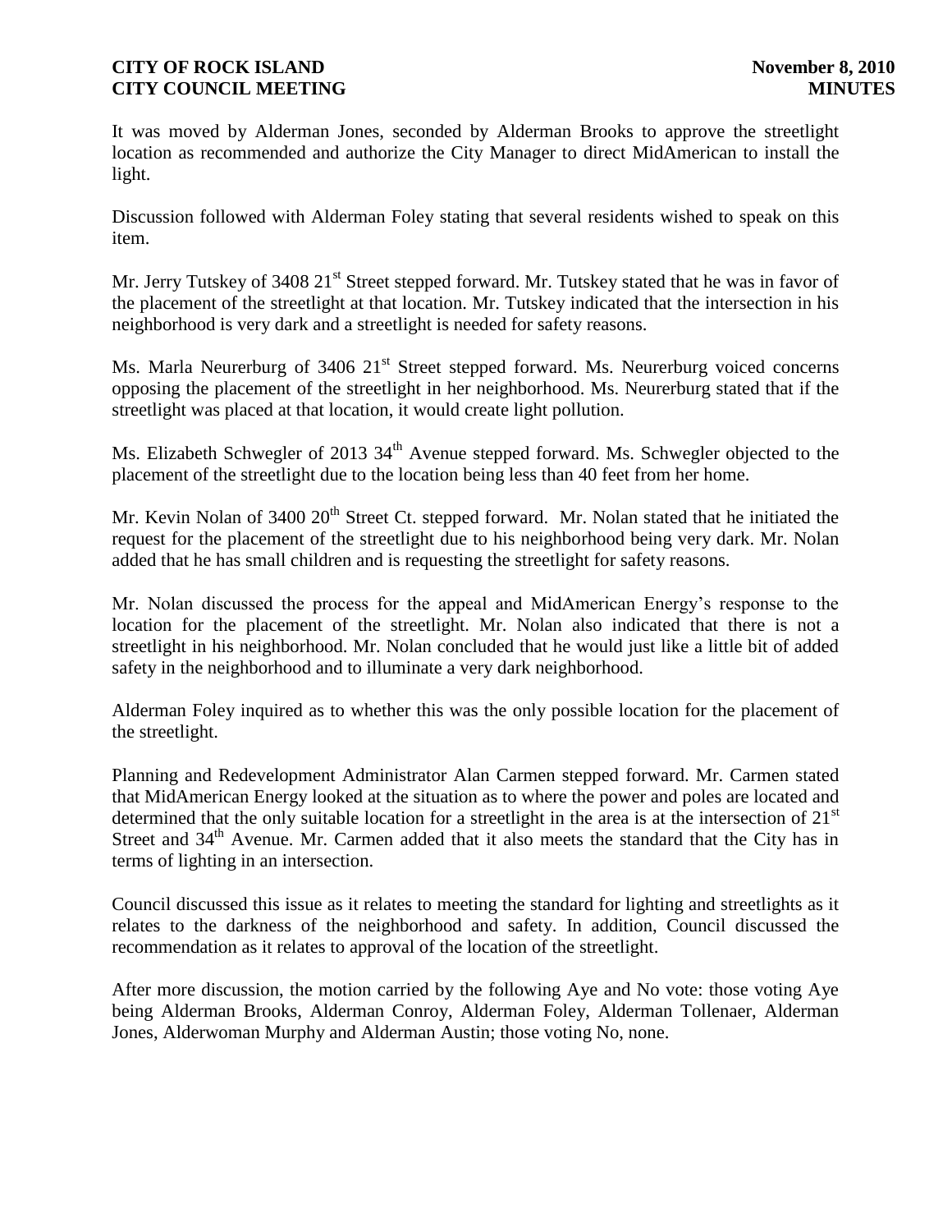It was moved by Alderman Jones, seconded by Alderman Brooks to approve the streetlight location as recommended and authorize the City Manager to direct MidAmerican to install the light.

Discussion followed with Alderman Foley stating that several residents wished to speak on this item.

Mr. Jerry Tutskey of 3408 21st Street stepped forward. Mr. Tutskey stated that he was in favor of the placement of the streetlight at that location. Mr. Tutskey indicated that the intersection in his neighborhood is very dark and a streetlight is needed for safety reasons.

Ms. Marla Neurerburg of 3406 21st Street stepped forward. Ms. Neurerburg voiced concerns opposing the placement of the streetlight in her neighborhood. Ms. Neurerburg stated that if the streetlight was placed at that location, it would create light pollution.

Ms. Elizabeth Schwegler of 2013 34th Avenue stepped forward. Ms. Schwegler objected to the placement of the streetlight due to the location being less than 40 feet from her home.

Mr. Kevin Nolan of 3400 20th Street Ct. stepped forward. Mr. Nolan stated that he initiated the request for the placement of the streetlight due to his neighborhood being very dark. Mr. Nolan added that he has small children and is requesting the streetlight for safety reasons.

Mr. Nolan discussed the process for the appeal and MidAmerican Energy's response to the location for the placement of the streetlight. Mr. Nolan also indicated that there is not a streetlight in his neighborhood. Mr. Nolan concluded that he would just like a little bit of added safety in the neighborhood and to illuminate a very dark neighborhood.

Alderman Foley inquired as to whether this was the only possible location for the placement of the streetlight.

Planning and Redevelopment Administrator Alan Carmen stepped forward. Mr. Carmen stated that MidAmerican Energy looked at the situation as to where the power and poles are located and determined that the only suitable location for a streetlight in the area is at the intersection of 21st Street and 34th Avenue. Mr. Carmen added that it also meets the standard that the City has in terms of lighting in an intersection.

Council discussed this issue as it relates to meeting the standard for lighting and streetlights as it relates to the darkness of the neighborhood and safety. In addition, Council discussed the recommendation as it relates to approval of the location of the streetlight.

After more discussion, the motion carried by the following Aye and No vote: those voting Aye being Alderman Brooks, Alderman Conroy, Alderman Foley, Alderman Tollenaer, Alderman Jones, Alderwoman Murphy and Alderman Austin; those voting No, none.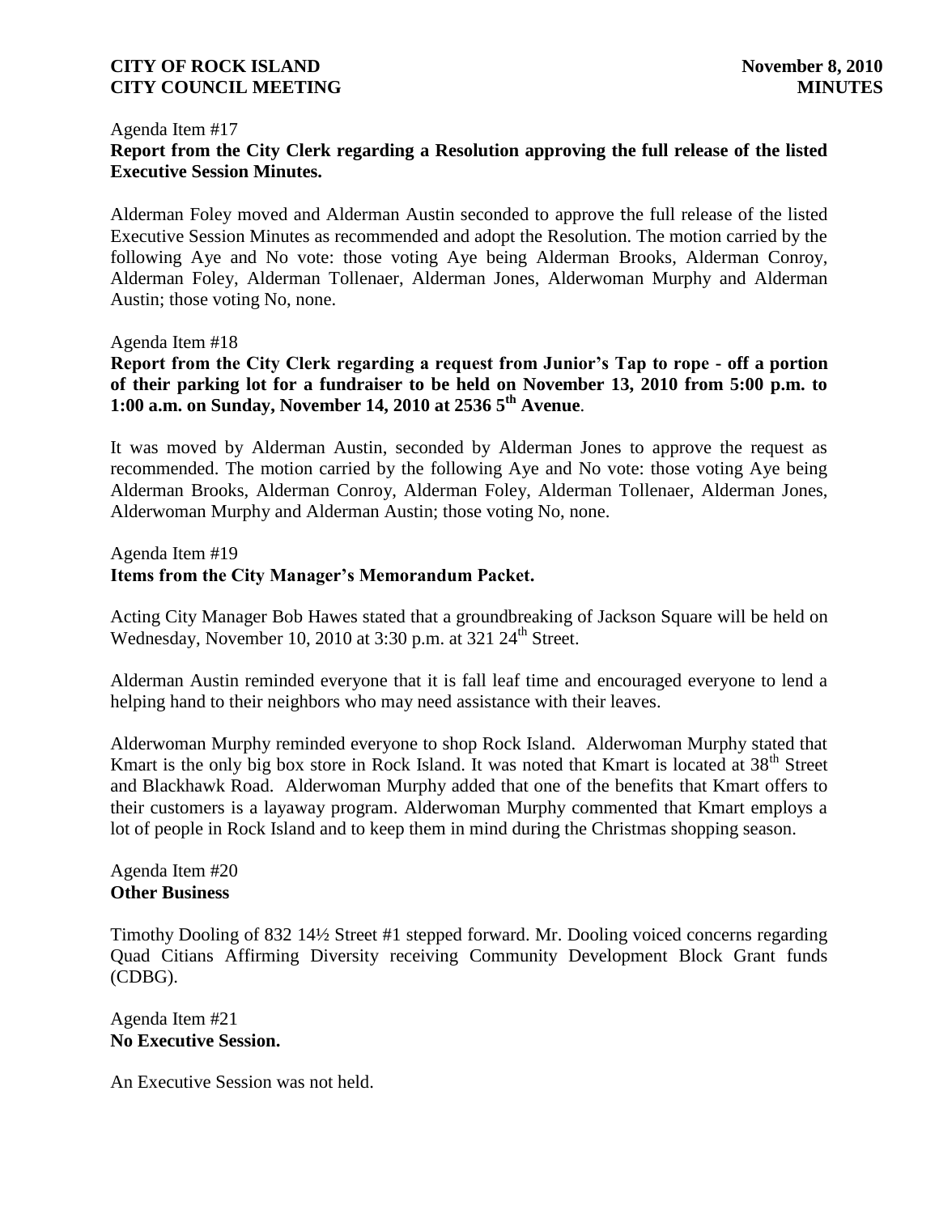Agenda Item #17

**Report from the City Clerk regarding a Resolution approving the full release of the listed Executive Session Minutes.**

Alderman Foley moved and Alderman Austin seconded to approve the full release of the listed Executive Session Minutes as recommended and adopt the Resolution. The motion carried by the following Aye and No vote: those voting Aye being Alderman Brooks, Alderman Conroy, Alderman Foley, Alderman Tollenaer, Alderman Jones, Alderwoman Murphy and Alderman Austin; those voting No, none.

Agenda Item #18

**Report from the City Clerk regarding a request from Junior's Tap to rope - off a portion of their parking lot for a fundraiser to be held on November 13, 2010 from 5:00 p.m. to 1:00 a.m. on Sunday, November 14, 2010 at 2536 5th Avenue**.

It was moved by Alderman Austin, seconded by Alderman Jones to approve the request as recommended. The motion carried by the following Aye and No vote: those voting Aye being Alderman Brooks, Alderman Conroy, Alderman Foley, Alderman Tollenaer, Alderman Jones, Alderwoman Murphy and Alderman Austin; those voting No, none.

Agenda Item #19

**Items from the City Manager's Memorandum Packet.**

Acting City Manager Bob Hawes stated that a groundbreaking of Jackson Square will be held on Wednesday, November 10, 2010 at 3:30 p.m. at 321 24th Street.

Alderman Austin reminded everyone that it is fall leaf time and encouraged everyone to lend a helping hand to their neighbors who may need assistance with their leaves.

Alderwoman Murphy reminded everyone to shop Rock Island. Alderwoman Murphy stated that Kmart is the only big box store in Rock Island. It was noted that Kmart is located at 38th Street and Blackhawk Road. Alderwoman Murphy added that one of the benefits that Kmart offers to their customers is a layaway program. Alderwoman Murphy commented that Kmart employs a lot of people in Rock Island and to keep them in mind during the Christmas shopping season.

Agenda Item #20

**Other Business**

Timothy Dooling of 832 14½ Street #1 stepped forward. Mr. Dooling voiced concerns regarding Quad Citians Affirming Diversity receiving Community Development Block Grant funds (CDBG).

Agenda Item #21

**No Executive Session.**

An Executive Session was not held.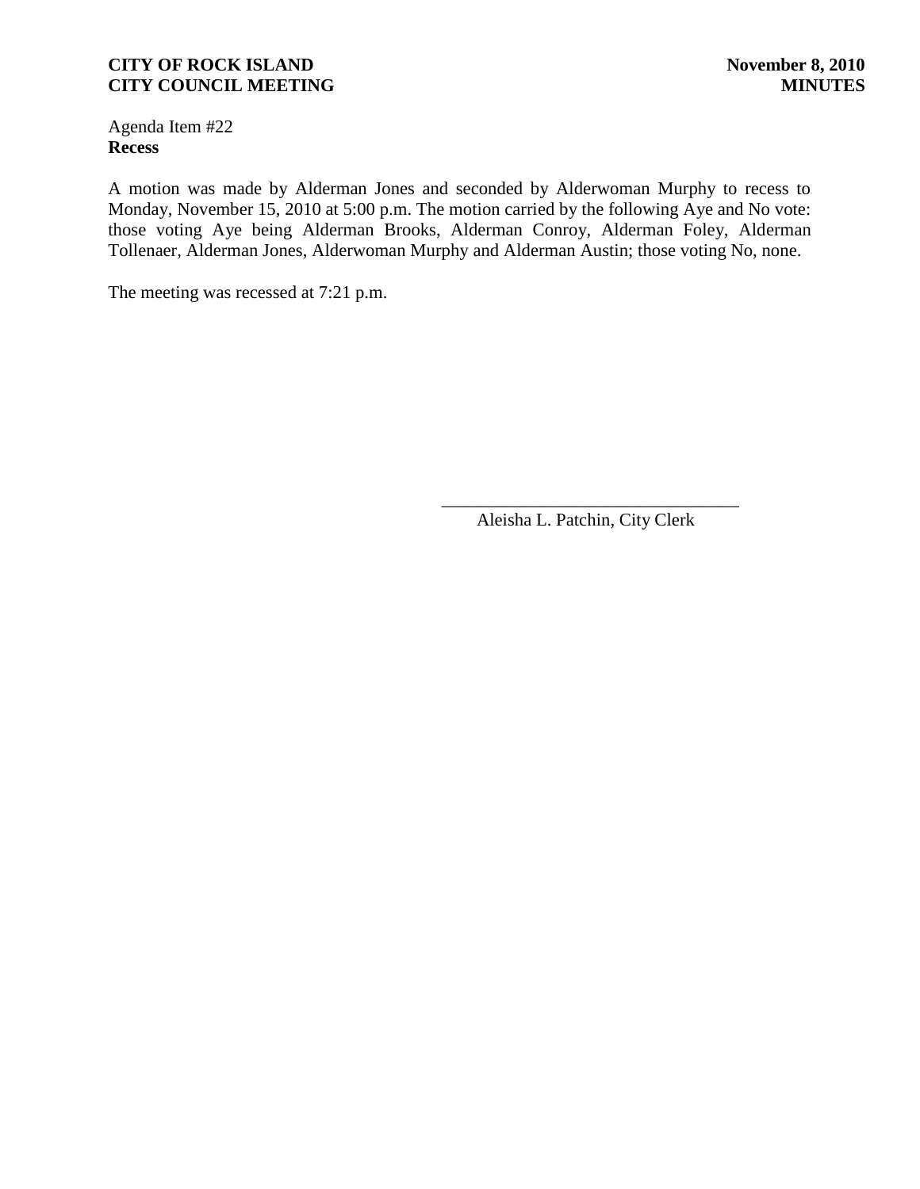Agenda Item #22
**Recess**

A motion was made by Alderman Jones and seconded by Alderwoman Murphy to recess to Monday, November 15, 2010 at 5:00 p.m. The motion carried by the following Aye and No vote: those voting Aye being Alderman Brooks, Alderman Conroy, Alderman Foley, Alderman Tollenaer, Alderman Jones, Alderwoman Murphy and Alderman Austin; those voting No, none.

The meeting was recessed at 7:21 p.m.

\_\_\_\_\_\_\_\_\_\_\_\_\_\_\_\_\_\_\_\_\_\_\_\_\_\_\_\_\_\_\_\_

Aleisha L. Patchin, City Clerk